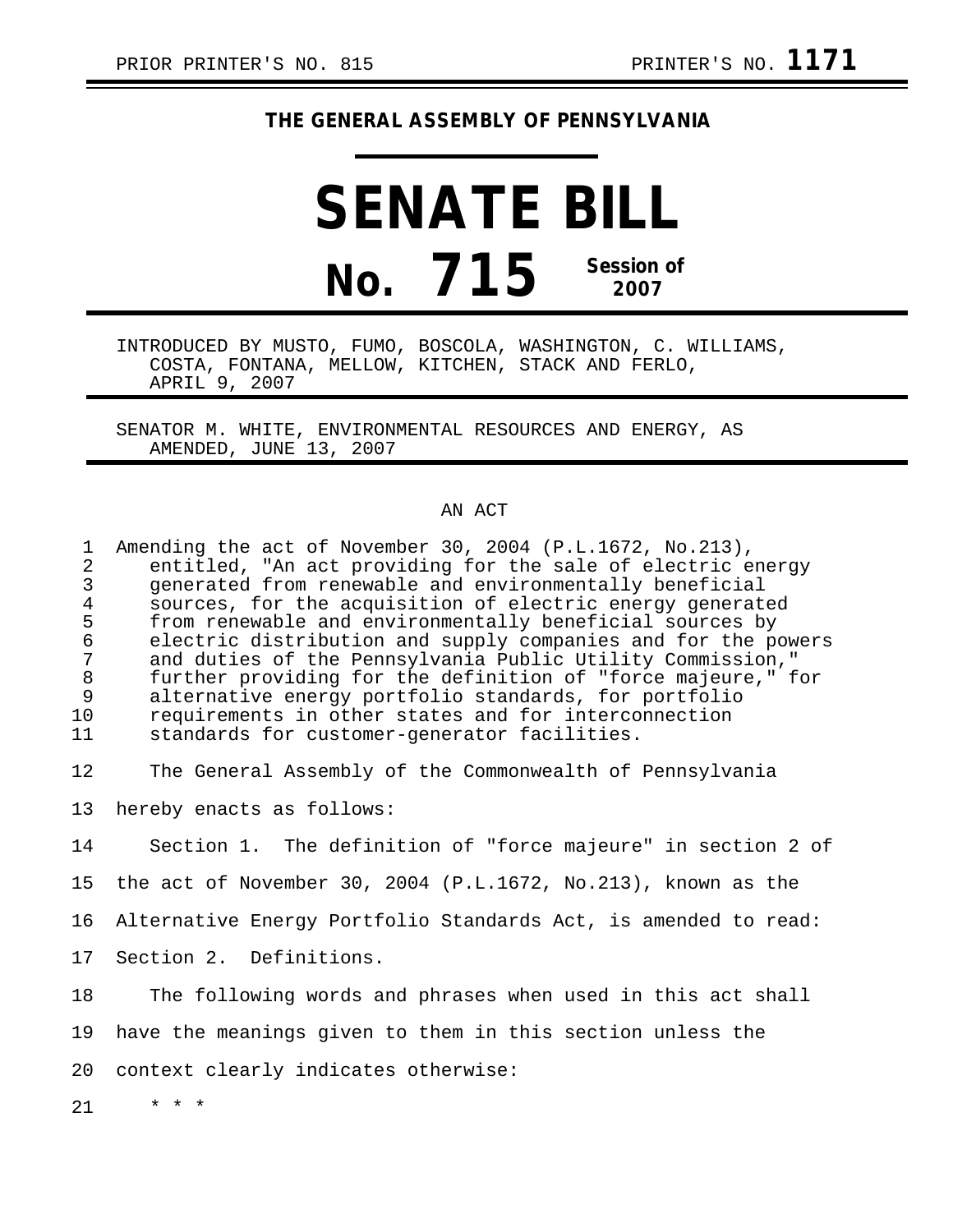PRIOR PRINTER'S NO. 815 PRINTER'S NO. **1171**

**THE GENERAL ASSEMBLY OF PENNSYLVANIA**

# SENATE BILL

# No. 715 Session of 2007

INTRODUCED BY MUSTO, FUMO, BOSCOLA, WASHINGTON, C. WILLIAMS, COSTA, FONTANA, MELLOW, KITCHEN, STACK AND FERLO, APRIL 9, 2007

SENATOR M. WHITE, ENVIRONMENTAL RESOURCES AND ENERGY, AS AMENDED, JUNE 13, 2007

AN ACT

Amending the act of November 30, 2004 (P.L.1672, No.213), entitled, "An act providing for the sale of electric energy generated from renewable and environmentally beneficial sources, for the acquisition of electric energy generated from renewable and environmentally beneficial sources by electric distribution and supply companies and for the powers and duties of the Pennsylvania Public Utility Commission," further providing for the definition of "force majeure," for alternative energy portfolio standards, for portfolio requirements in other states and for interconnection standards for customer-generator facilities.

The General Assembly of the Commonwealth of Pennsylvania hereby enacts as follows:

Section 1. The definition of "force majeure" in section 2 of the act of November 30, 2004 (P.L.1672, No.213), known as the Alternative Energy Portfolio Standards Act, is amended to read:

Section 2. Definitions.

The following words and phrases when used in this act shall have the meanings given to them in this section unless the context clearly indicates otherwise:

\* \* \*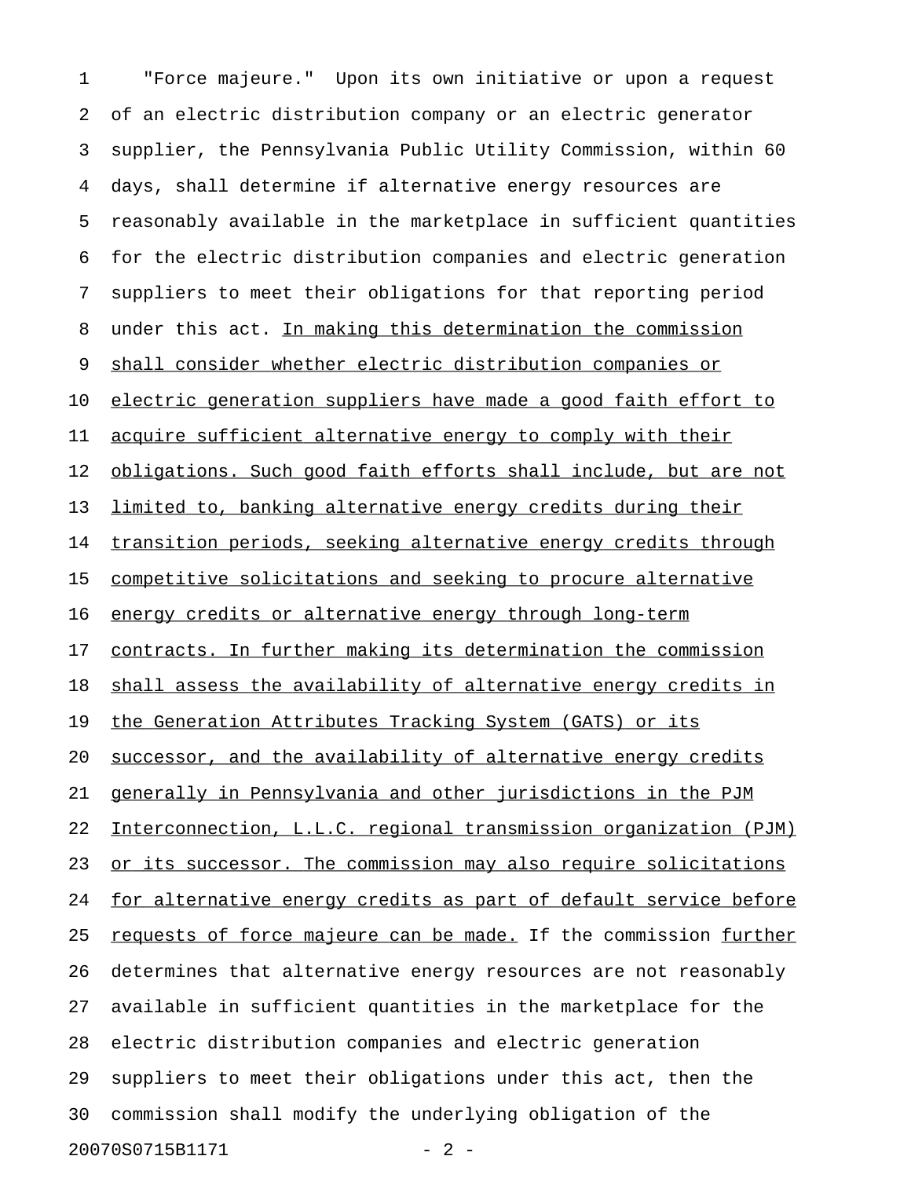"Force majeure." Upon its own initiative or upon a request of an electric distribution company or an electric generator supplier, the Pennsylvania Public Utility Commission, within 60 days, shall determine if alternative energy resources are reasonably available in the marketplace in sufficient quantities for the electric distribution companies and electric generation suppliers to meet their obligations for that reporting period under this act. <u>In making this determination the commission shall consider whether electric distribution companies or electric generation suppliers have made a good faith effort to acquire sufficient alternative energy to comply with their obligations. Such good faith efforts shall include, but are not limited to, banking alternative energy credits during their transition periods, seeking alternative energy credits through competitive solicitations and seeking to procure alternative energy credits or alternative energy through long-term contracts. In further making its determination the commission shall assess the availability of alternative energy credits in the Generation Attributes Tracking System (GATS) or its successor, and the availability of alternative energy credits generally in Pennsylvania and other jurisdictions in the PJM Interconnection, L.L.C. regional transmission organization (PJM) or its successor. The commission may also require solicitations for alternative energy credits as part of default service before requests of force majeure can be made.</u> If the commission <u>further</u> determines that alternative energy resources are not reasonably available in sufficient quantities in the marketplace for the electric distribution companies and electric generation suppliers to meet their obligations under this act, then the commission shall modify the underlying obligation of the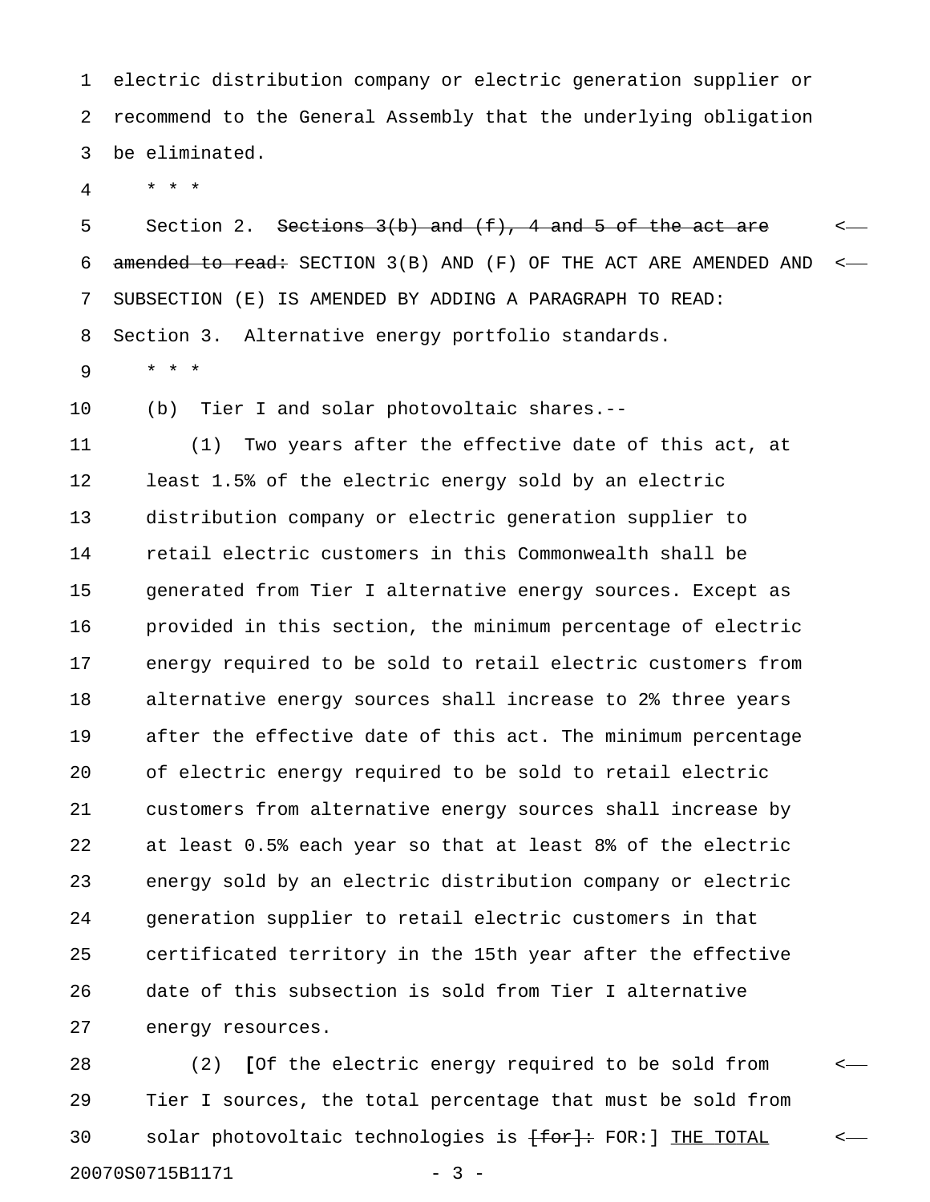electric distribution company or electric generation supplier or recommend to the General Assembly that the underlying obligation be eliminated.

\* \* \*

Section 2. ~~Sections 3(b) and (f), 4 and 5 of the act are amended to read:~~ SECTION 3(B) AND (F) OF THE ACT ARE AMENDED AND SUBSECTION (E) IS AMENDED BY ADDING A PARAGRAPH TO READ:

Section 3. Alternative energy portfolio standards.

\* \* \*

(b) Tier I and solar photovoltaic shares.--

(1) Two years after the effective date of this act, at least 1.5% of the electric energy sold by an electric distribution company or electric generation supplier to retail electric customers in this Commonwealth shall be generated from Tier I alternative energy sources. Except as provided in this section, the minimum percentage of electric energy required to be sold to retail electric customers from alternative energy sources shall increase to 2% three years after the effective date of this act. The minimum percentage of electric energy required to be sold to retail electric customers from alternative energy sources shall increase by at least 0.5% each year so that at least 8% of the electric energy sold by an electric distribution company or electric generation supplier to retail electric customers in that certificated territory in the 15th year after the effective date of this subsection is sold from Tier I alternative energy resources.

(2) **[**Of the electric energy required to be sold from Tier I sources, the total percentage that must be sold from solar photovoltaic technologies is ~~[for]:~~ FOR:] <u>THE TOTAL</u>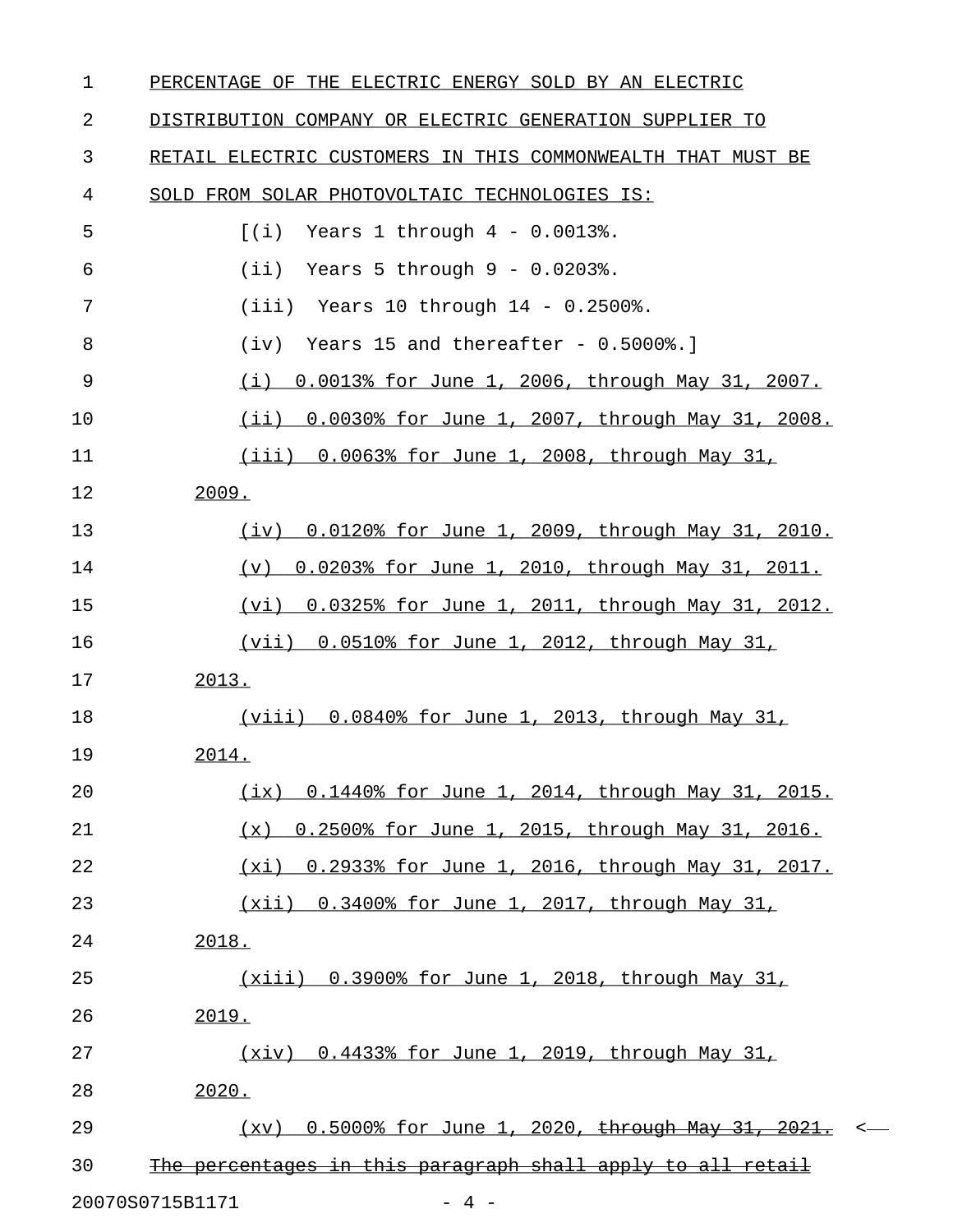PERCENTAGE OF THE ELECTRIC ENERGY SOLD BY AN ELECTRIC DISTRIBUTION COMPANY OR ELECTRIC GENERATION SUPPLIER TO RETAIL ELECTRIC CUSTOMERS IN THIS COMMONWEALTH THAT MUST BE SOLD FROM SOLAR PHOTOVOLTAIC TECHNOLOGIES IS:

[(i) Years 1 through 4 - 0.0013%.

(ii) Years 5 through 9 - 0.0203%.

(iii) Years 10 through 14 - 0.2500%.

(iv) Years 15 and thereafter - 0.5000%.]

(i) 0.0013% for June 1, 2006, through May 31, 2007.

(ii) 0.0030% for June 1, 2007, through May 31, 2008.

(iii) 0.0063% for June 1, 2008, through May 31, 2009.

(iv) 0.0120% for June 1, 2009, through May 31, 2010.

(v) 0.0203% for June 1, 2010, through May 31, 2011.

(vi) 0.0325% for June 1, 2011, through May 31, 2012.

(vii) 0.0510% for June 1, 2012, through May 31, 2013.

(viii) 0.0840% for June 1, 2013, through May 31, 2014.

(ix) 0.1440% for June 1, 2014, through May 31, 2015.

(x) 0.2500% for June 1, 2015, through May 31, 2016.

(xi) 0.2933% for June 1, 2016, through May 31, 2017.

(xii) 0.3400% for June 1, 2017, through May 31, 2018.

(xiii) 0.3900% for June 1, 2018, through May 31, 2019.

(xiv) 0.4433% for June 1, 2019, through May 31, 2020.

(xv) 0.5000% for June 1, 2020, ~~through May 31, 2021.~~

~~The percentages in this paragraph shall apply to all retail~~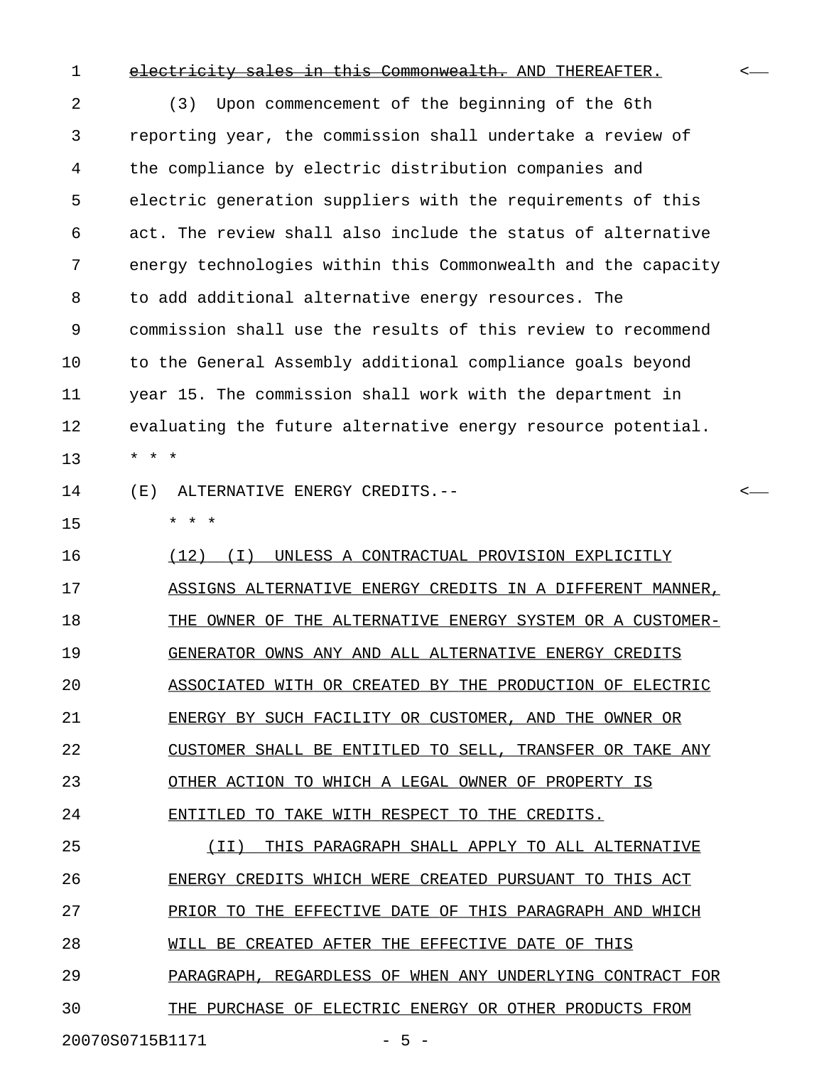~~electricity sales in this Commonwealth.~~ AND THEREAFTER.

(3) Upon commencement of the beginning of the 6th reporting year, the commission shall undertake a review of the compliance by electric distribution companies and electric generation suppliers with the requirements of this act. The review shall also include the status of alternative energy technologies within this Commonwealth and the capacity to add additional alternative energy resources. The commission shall use the results of this review to recommend to the General Assembly additional compliance goals beyond year 15. The commission shall work with the department in evaluating the future alternative energy resource potential.

* * *

(E) ALTERNATIVE ENERGY CREDITS.--

* * *

<u>(12) (I) UNLESS A CONTRACTUAL PROVISION EXPLICITLY ASSIGNS ALTERNATIVE ENERGY CREDITS IN A DIFFERENT MANNER, THE OWNER OF THE ALTERNATIVE ENERGY SYSTEM OR A CUSTOMER-GENERATOR OWNS ANY AND ALL ALTERNATIVE ENERGY CREDITS ASSOCIATED WITH OR CREATED BY THE PRODUCTION OF ELECTRIC ENERGY BY SUCH FACILITY OR CUSTOMER, AND THE OWNER OR CUSTOMER SHALL BE ENTITLED TO SELL, TRANSFER OR TAKE ANY OTHER ACTION TO WHICH A LEGAL OWNER OF PROPERTY IS ENTITLED TO TAKE WITH RESPECT TO THE CREDITS.</u>

<u>(II) THIS PARAGRAPH SHALL APPLY TO ALL ALTERNATIVE ENERGY CREDITS WHICH WERE CREATED PURSUANT TO THIS ACT PRIOR TO THE EFFECTIVE DATE OF THIS PARAGRAPH AND WHICH WILL BE CREATED AFTER THE EFFECTIVE DATE OF THIS PARAGRAPH, REGARDLESS OF WHEN ANY UNDERLYING CONTRACT FOR THE PURCHASE OF ELECTRIC ENERGY OR OTHER PRODUCTS FROM</u>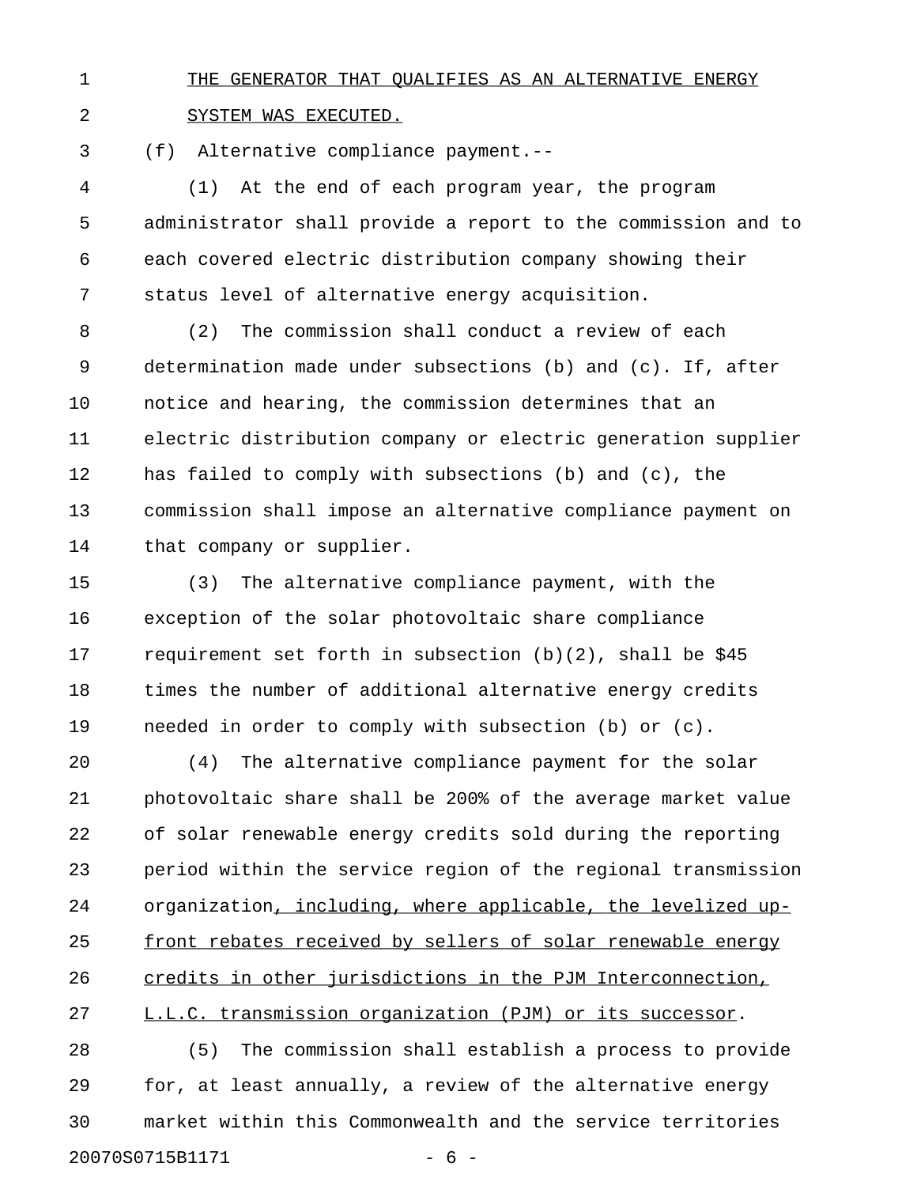THE GENERATOR THAT QUALIFIES AS AN ALTERNATIVE ENERGY SYSTEM WAS EXECUTED.

(f) Alternative compliance payment.--

(1) At the end of each program year, the program administrator shall provide a report to the commission and to each covered electric distribution company showing their status level of alternative energy acquisition.

(2) The commission shall conduct a review of each determination made under subsections (b) and (c). If, after notice and hearing, the commission determines that an electric distribution company or electric generation supplier has failed to comply with subsections (b) and (c), the commission shall impose an alternative compliance payment on that company or supplier.

(3) The alternative compliance payment, with the exception of the solar photovoltaic share compliance requirement set forth in subsection (b)(2), shall be $45 times the number of additional alternative energy credits needed in order to comply with subsection (b) or (c).

(4) The alternative compliance payment for the solar photovoltaic share shall be 200% of the average market value of solar renewable energy credits sold during the reporting period within the service region of the regional transmission organization, including, where applicable, the levelized up-front rebates received by sellers of solar renewable energy credits in other jurisdictions in the PJM Interconnection, L.L.C. transmission organization (PJM) or its successor.

(5) The commission shall establish a process to provide for, at least annually, a review of the alternative energy market within this Commonwealth and the service territories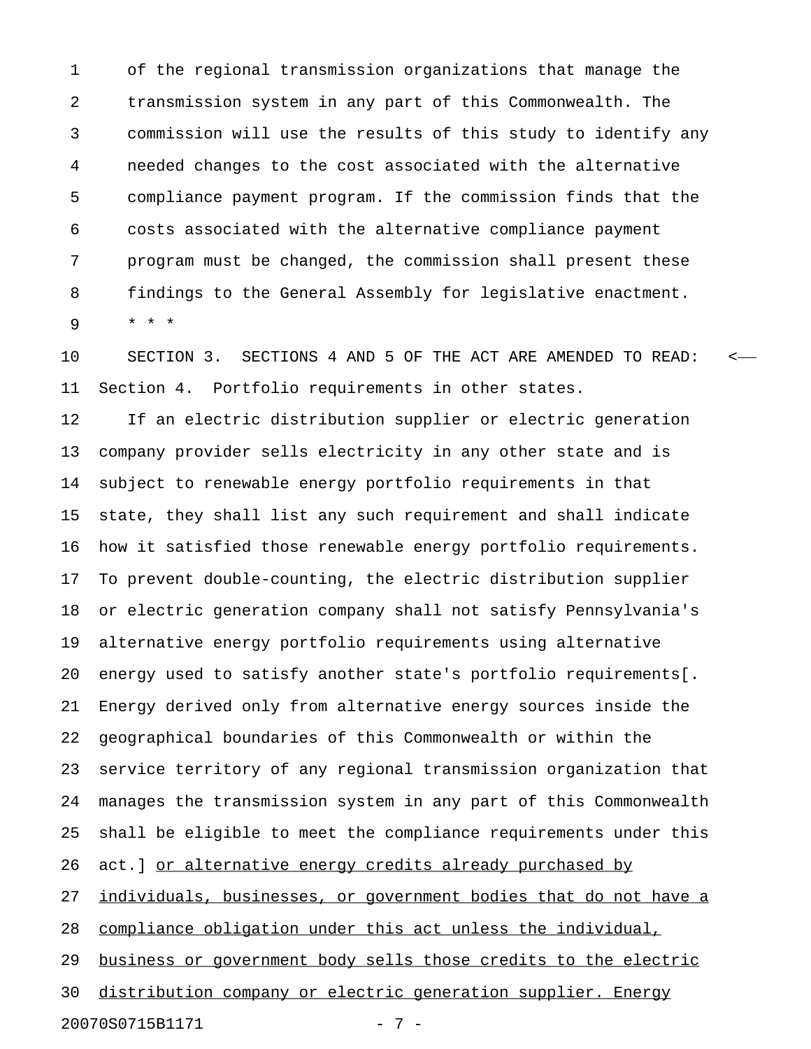of the regional transmission organizations that manage the transmission system in any part of this Commonwealth. The commission will use the results of this study to identify any needed changes to the cost associated with the alternative compliance payment program. If the commission finds that the costs associated with the alternative compliance payment program must be changed, the commission shall present these findings to the General Assembly for legislative enactment.

\* \* \*

SECTION 3. SECTIONS 4 AND 5 OF THE ACT ARE AMENDED TO READ:

Section 4. Portfolio requirements in other states.

If an electric distribution supplier or electric generation company provider sells electricity in any other state and is subject to renewable energy portfolio requirements in that state, they shall list any such requirement and shall indicate how it satisfied those renewable energy portfolio requirements. To prevent double-counting, the electric distribution supplier or electric generation company shall not satisfy Pennsylvania's alternative energy portfolio requirements using alternative energy used to satisfy another state's portfolio requirements[. Energy derived only from alternative energy sources inside the geographical boundaries of this Commonwealth or within the service territory of any regional transmission organization that manages the transmission system in any part of this Commonwealth shall be eligible to meet the compliance requirements under this act.] <u>or alternative energy credits already purchased by individuals, businesses, or government bodies that do not have a compliance obligation under this act unless the individual, business or government body sells those credits to the electric distribution company or electric generation supplier. Energy</u>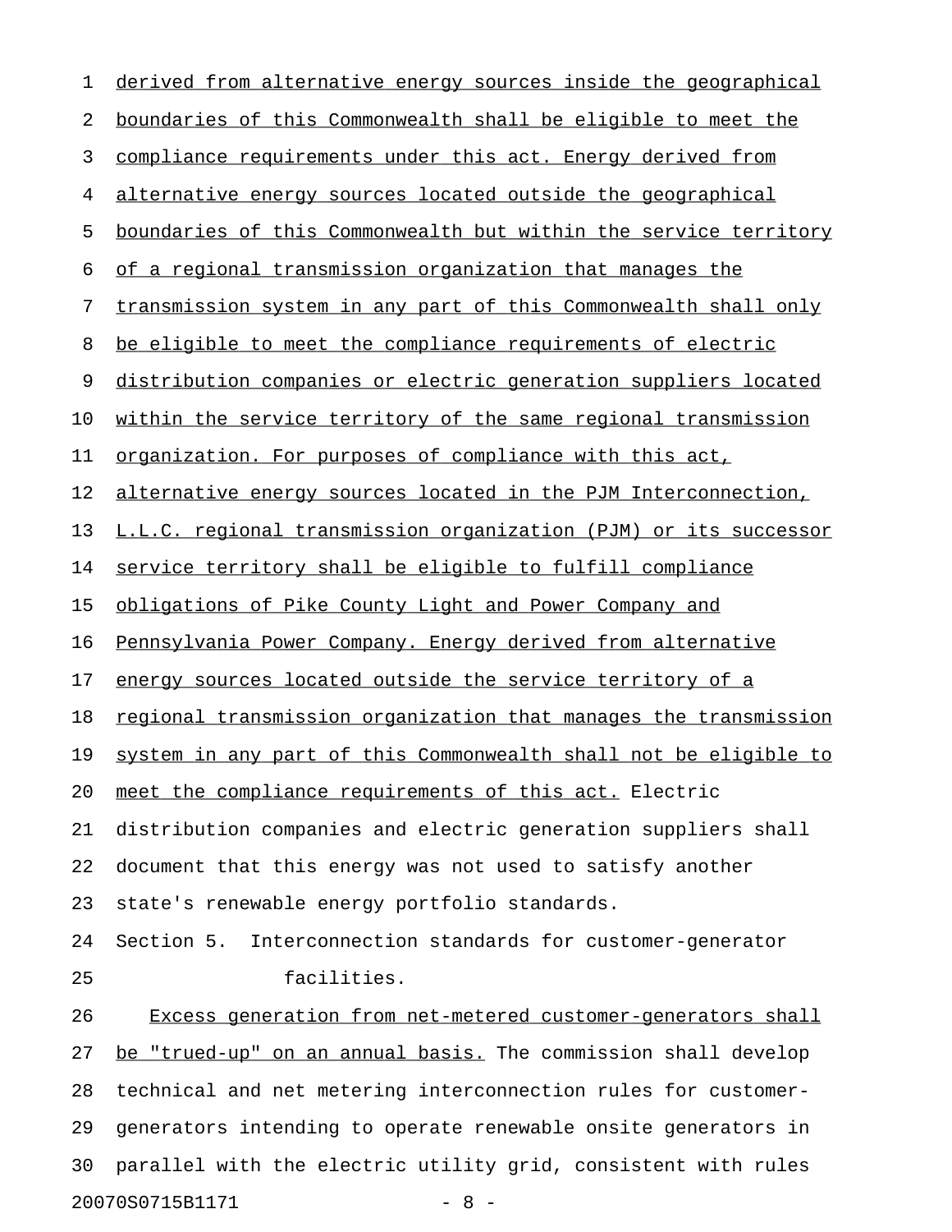derived from alternative energy sources inside the geographical boundaries of this Commonwealth shall be eligible to meet the compliance requirements under this act. Energy derived from alternative energy sources located outside the geographical boundaries of this Commonwealth but within the service territory of a regional transmission organization that manages the transmission system in any part of this Commonwealth shall only be eligible to meet the compliance requirements of electric distribution companies or electric generation suppliers located within the service territory of the same regional transmission organization. For purposes of compliance with this act, alternative energy sources located in the PJM Interconnection, L.L.C. regional transmission organization (PJM) or its successor service territory shall be eligible to fulfill compliance obligations of Pike County Light and Power Company and Pennsylvania Power Company. Energy derived from alternative energy sources located outside the service territory of a regional transmission organization that manages the transmission system in any part of this Commonwealth shall not be eligible to meet the compliance requirements of this act. Electric distribution companies and electric generation suppliers shall document that this energy was not used to satisfy another state's renewable energy portfolio standards.

Section 5. Interconnection standards for customer-generator facilities.

Excess generation from net-metered customer-generators shall be "trued-up" on an annual basis. The commission shall develop technical and net metering interconnection rules for customer-generators intending to operate renewable onsite generators in parallel with the electric utility grid, consistent with rules

20070S0715B1171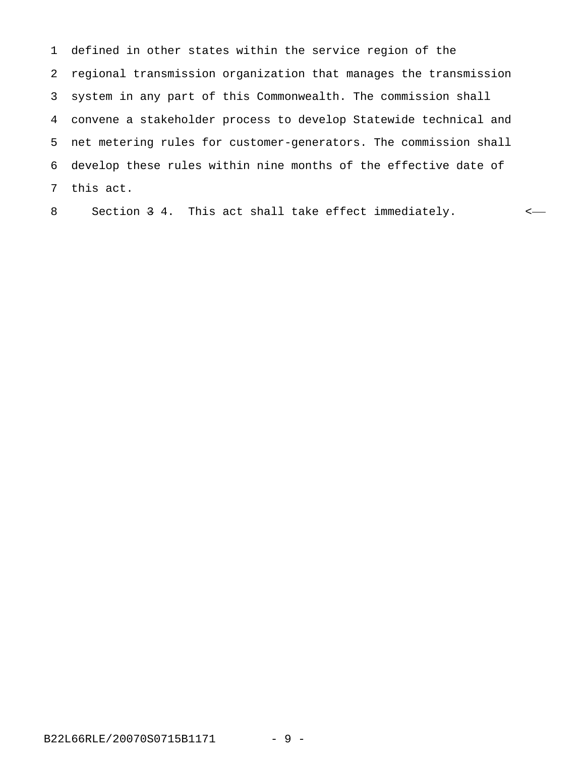defined in other states within the service region of the regional transmission organization that manages the transmission system in any part of this Commonwealth. The commission shall convene a stakeholder process to develop Statewide technical and net metering rules for customer-generators. The commission shall develop these rules within nine months of the effective date of this act.

Section ~~3~~ 4. This act shall take effect immediately.